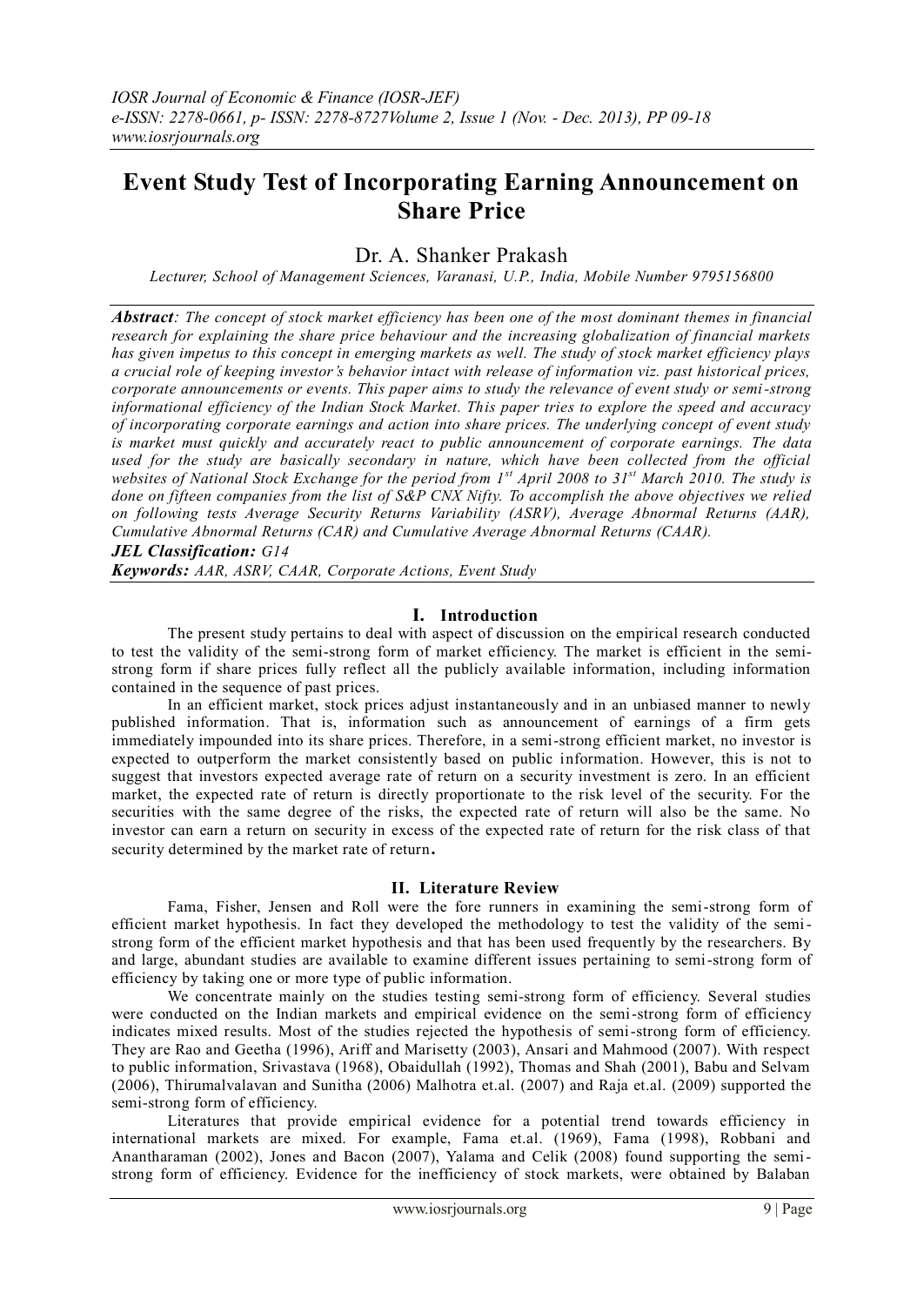# Event Study Test of Incorporating Earning Announcement on Share Price

Dr. A. Shanker Prakash

*Lecturer, School of Management Sciences, Varanasi, U.P., India, Mobile Number 9795156800*

***Abstract**: The concept of stock market efficiency has been one of the most dominant themes in financial research for explaining the share price behaviour and the increasing globalization of financial markets has given impetus to this concept in emerging markets as well. The study of stock market efficiency plays a crucial role of keeping investor's behavior intact with release of information viz. past historical prices, corporate announcements or events. This paper aims to study the relevance of event study or semi-strong informational efficiency of the Indian Stock Market. This paper tries to explore the speed and accuracy of incorporating corporate earnings and action into share prices. The underlying concept of event study is market must quickly and accurately react to public announcement of corporate earnings. The data used for the study are basically secondary in nature, which have been collected from the official websites of National Stock Exchange for the period from 1st April 2008 to 31st March 2010. The study is done on fifteen companies from the list of S&P CNX Nifty. To accomplish the above objectives we relied on following tests Average Security Returns Variability (ASRV), Average Abnormal Returns (AAR), Cumulative Abnormal Returns (CAR) and Cumulative Average Abnormal Returns (CAAR).*

***JEL Classification:** G14*

***Keywords:** AAR, ASRV, CAAR, Corporate Actions, Event Study*

## I. Introduction

The present study pertains to deal with aspect of discussion on the empirical research conducted to test the validity of the semi-strong form of market efficiency. The market is efficient in the semi-strong form if share prices fully reflect all the publicly available information, including information contained in the sequence of past prices.

In an efficient market, stock prices adjust instantaneously and in an unbiased manner to newly published information. That is, information such as announcement of earnings of a firm gets immediately impounded into its share prices. Therefore, in a semi-strong efficient market, no investor is expected to outperform the market consistently based on public information. However, this is not to suggest that investors expected average rate of return on a security investment is zero. In an efficient market, the expected rate of return is directly proportionate to the risk level of the security. For the securities with the same degree of the risks, the expected rate of return will also be the same. No investor can earn a return on security in excess of the expected rate of return for the risk class of that security determined by the market rate of return**.**

## II. Literature Review

Fama, Fisher, Jensen and Roll were the fore runners in examining the semi-strong form of efficient market hypothesis. In fact they developed the methodology to test the validity of the semi-strong form of the efficient market hypothesis and that has been used frequently by the researchers. By and large, abundant studies are available to examine different issues pertaining to semi-strong form of efficiency by taking one or more type of public information.

We concentrate mainly on the studies testing semi-strong form of efficiency. Several studies were conducted on the Indian markets and empirical evidence on the semi-strong form of efficiency indicates mixed results. Most of the studies rejected the hypothesis of semi-strong form of efficiency. They are Rao and Geetha (1996), Ariff and Marisetty (2003), Ansari and Mahmood (2007). With respect to public information, Srivastava (1968), Obaidullah (1992), Thomas and Shah (2001), Babu and Selvam (2006), Thirumalvalavan and Sunitha (2006) Malhotra et.al. (2007) and Raja et.al. (2009) supported the semi-strong form of efficiency.

Literatures that provide empirical evidence for a potential trend towards efficiency in international markets are mixed. For example, Fama et.al. (1969), Fama (1998), Robbani and Anantharaman (2002), Jones and Bacon (2007), Yalama and Celik (2008) found supporting the semi-strong form of efficiency. Evidence for the inefficiency of stock markets, were obtained by Balaban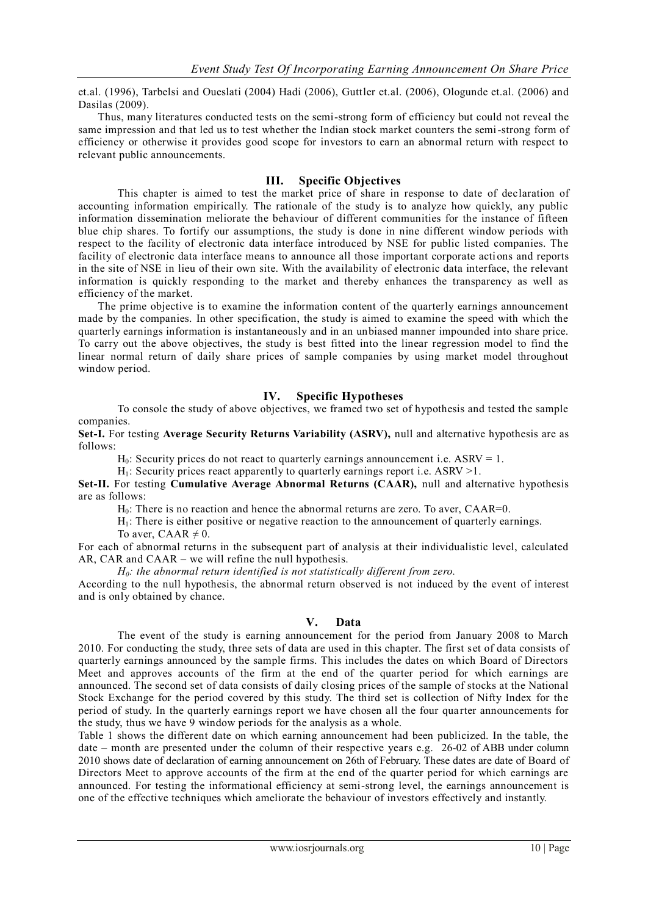et.al. (1996), Tarbelsi and Oueslati (2004) Hadi (2006), Guttler et.al. (2006), Ologunde et.al. (2006) and Dasilas (2009).

Thus, many literatures conducted tests on the semi-strong form of efficiency but could not reveal the same impression and that led us to test whether the Indian stock market counters the semi-strong form of efficiency or otherwise it provides good scope for investors to earn an abnormal return with respect to relevant public announcements.

## III. Specific Objectives

This chapter is aimed to test the market price of share in response to date of declaration of accounting information empirically. The rationale of the study is to analyze how quickly, any public information dissemination meliorate the behaviour of different communities for the instance of fifteen blue chip shares. To fortify our assumptions, the study is done in nine different window periods with respect to the facility of electronic data interface introduced by NSE for public listed companies. The facility of electronic data interface means to announce all those important corporate actions and reports in the site of NSE in lieu of their own site. With the availability of electronic data interface, the relevant information is quickly responding to the market and thereby enhances the transparency as well as efficiency of the market.

The prime objective is to examine the information content of the quarterly earnings announcement made by the companies. In other specification, the study is aimed to examine the speed with which the quarterly earnings information is instantaneously and in an unbiased manner impounded into share price. To carry out the above objectives, the study is best fitted into the linear regression model to find the linear normal return of daily share prices of sample companies by using market model throughout window period.

## IV. Specific Hypotheses

To console the study of above objectives, we framed two set of hypothesis and tested the sample companies.

**Set-I.** For testing **Average Security Returns Variability (ASRV),** null and alternative hypothesis are as follows:

$H_0$: Security prices do not react to quarterly earnings announcement i.e. ASRV = 1.

$H_1$: Security prices react apparently to quarterly earnings report i.e. ASRV >1.

**Set-II.** For testing **Cumulative Average Abnormal Returns (CAAR),** null and alternative hypothesis are as follows:

$H_0$: There is no reaction and hence the abnormal returns are zero. To aver, CAAR=0.

$H_1$: There is either positive or negative reaction to the announcement of quarterly earnings. To aver, CAAR $\neq$ 0.

For each of abnormal returns in the subsequent part of analysis at their individualistic level, calculated AR, CAR and CAAR – we will refine the null hypothesis.

*$H_0$: the abnormal return identified is not statistically different from zero.*

According to the null hypothesis, the abnormal return observed is not induced by the event of interest and is only obtained by chance.

## V. Data

The event of the study is earning announcement for the period from January 2008 to March 2010. For conducting the study, three sets of data are used in this chapter. The first set of data consists of quarterly earnings announced by the sample firms. This includes the dates on which Board of Directors Meet and approves accounts of the firm at the end of the quarter period for which earnings are announced. The second set of data consists of daily closing prices of the sample of stocks at the National Stock Exchange for the period covered by this study. The third set is collection of Nifty Index for the period of study. In the quarterly earnings report we have chosen all the four quarter announcements for the study, thus we have 9 window periods for the analysis as a whole.

Table 1 shows the different date on which earning announcement had been publicized. In the table, the date – month are presented under the column of their respective years e.g. 26-02 of ABB under column 2010 shows date of declaration of earning announcement on 26th of February. These dates are date of Board of Directors Meet to approve accounts of the firm at the end of the quarter period for which earnings are announced. For testing the informational efficiency at semi-strong level, the earnings announcement is one of the effective techniques which ameliorate the behaviour of investors effectively and instantly.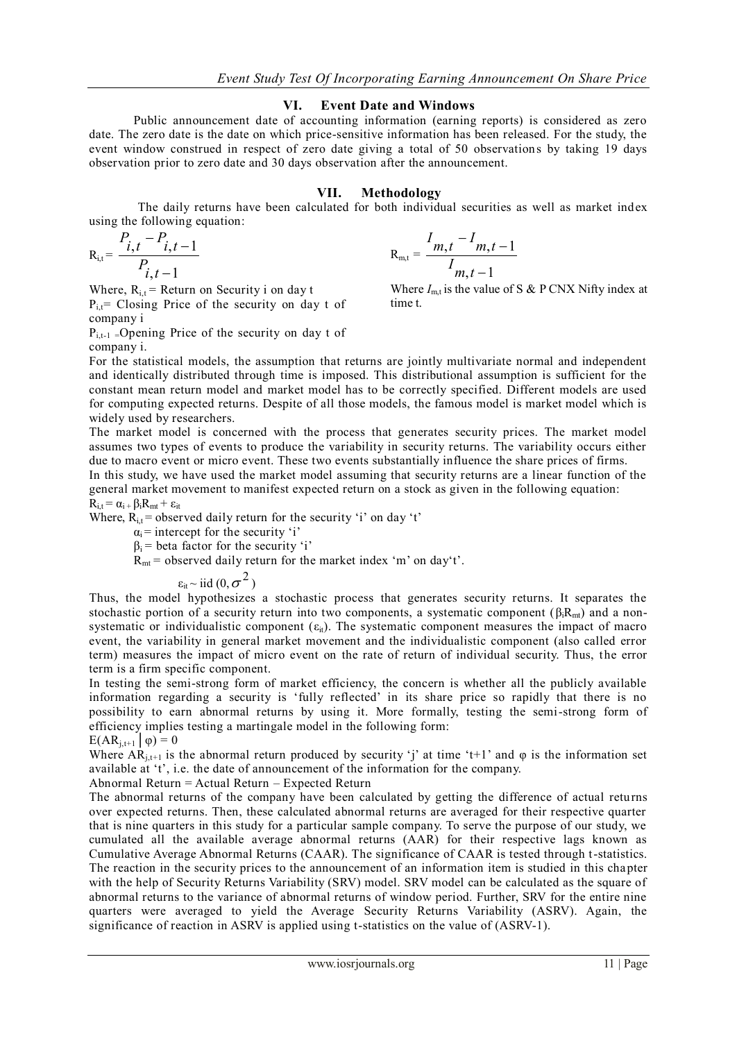## VI. Event Date and Windows

Public announcement date of accounting information (earning reports) is considered as zero date. The zero date is the date on which price-sensitive information has been released. For the study, the event window construed in respect of zero date giving a total of 50 observations by taking 19 days observation prior to zero date and 30 days observation after the announcement.

## VII. Methodology

The daily returns have been calculated for both individual securities as well as market index using the following equation:

$$R_{i,t} = \frac{P_{i,t} - P_{i,t-1}}{P_{i,t-1}}$$

Where, $R_{i,t}$ = Return on Security i on day t

$P_{i,t}$ = Closing Price of the security on day t of company i

$P_{i,t-1}$ = Opening Price of the security on day t of company i.

$$R_{m,t} = \frac{I_{m,t} - I_{m,t-1}}{I_{m,t-1}}$$

Where $I_{m,t}$ is the value of S & P CNX Nifty index at time t.

For the statistical models, the assumption that returns are jointly multivariate normal and independent and identically distributed through time is imposed. This distributional assumption is sufficient for the constant mean return model and market model has to be correctly specified. Different models are used for computing expected returns. Despite of all those models, the famous model is market model which is widely used by researchers.

The market model is concerned with the process that generates security prices. The market model assumes two types of events to produce the variability in security returns. The variability occurs either due to macro event or micro event. These two events substantially influence the share prices of firms.

In this study, we have used the market model assuming that security returns are a linear function of the general market movement to manifest expected return on a stock as given in the following equation:

$R_{i,t} = \alpha_i + \beta_i R_{mt} + \varepsilon_{it}$

Where, $R_{i,t}$ = observed daily return for the security 'i' on day 't'

$\alpha_i$ = intercept for the security 'i'

$\beta_i$ = beta factor for the security 'i'

$R_{mt}$ = observed daily return for the market index 'm' on day't'.

$$\varepsilon_{it} \sim \text{iid } (0, \sigma^2)$$

Thus, the model hypothesizes a stochastic process that generates security returns. It separates the stochastic portion of a security return into two components, a systematic component ($\beta_i R_{mt}$) and a non-systematic or individualistic component ($\varepsilon_{it}$). The systematic component measures the impact of macro event, the variability in general market movement and the individualistic component (also called error term) measures the impact of micro event on the rate of return of individual security. Thus, the error term is a firm specific component.

In testing the semi-strong form of market efficiency, the concern is whether all the publicly available information regarding a security is 'fully reflected' in its share price so rapidly that there is no possibility to earn abnormal returns by using it. More formally, testing the semi-strong form of efficiency implies testing a martingale model in the following form:

$E(AR_{j,t+1} \mid \varphi) = 0$

Where $AR_{j,t+1}$ is the abnormal return produced by security 'j' at time 't+1' and $\varphi$ is the information set available at 't', i.e. the date of announcement of the information for the company.

Abnormal Return = Actual Return – Expected Return

The abnormal returns of the company have been calculated by getting the difference of actual returns over expected returns. Then, these calculated abnormal returns are averaged for their respective quarter that is nine quarters in this study for a particular sample company. To serve the purpose of our study, we cumulated all the available average abnormal returns (AAR) for their respective lags known as Cumulative Average Abnormal Returns (CAAR). The significance of CAAR is tested through t-statistics. The reaction in the security prices to the announcement of an information item is studied in this chapter with the help of Security Returns Variability (SRV) model. SRV model can be calculated as the square of abnormal returns to the variance of abnormal returns of window period. Further, SRV for the entire nine quarters were averaged to yield the Average Security Returns Variability (ASRV). Again, the significance of reaction in ASRV is applied using t-statistics on the value of (ASRV-1).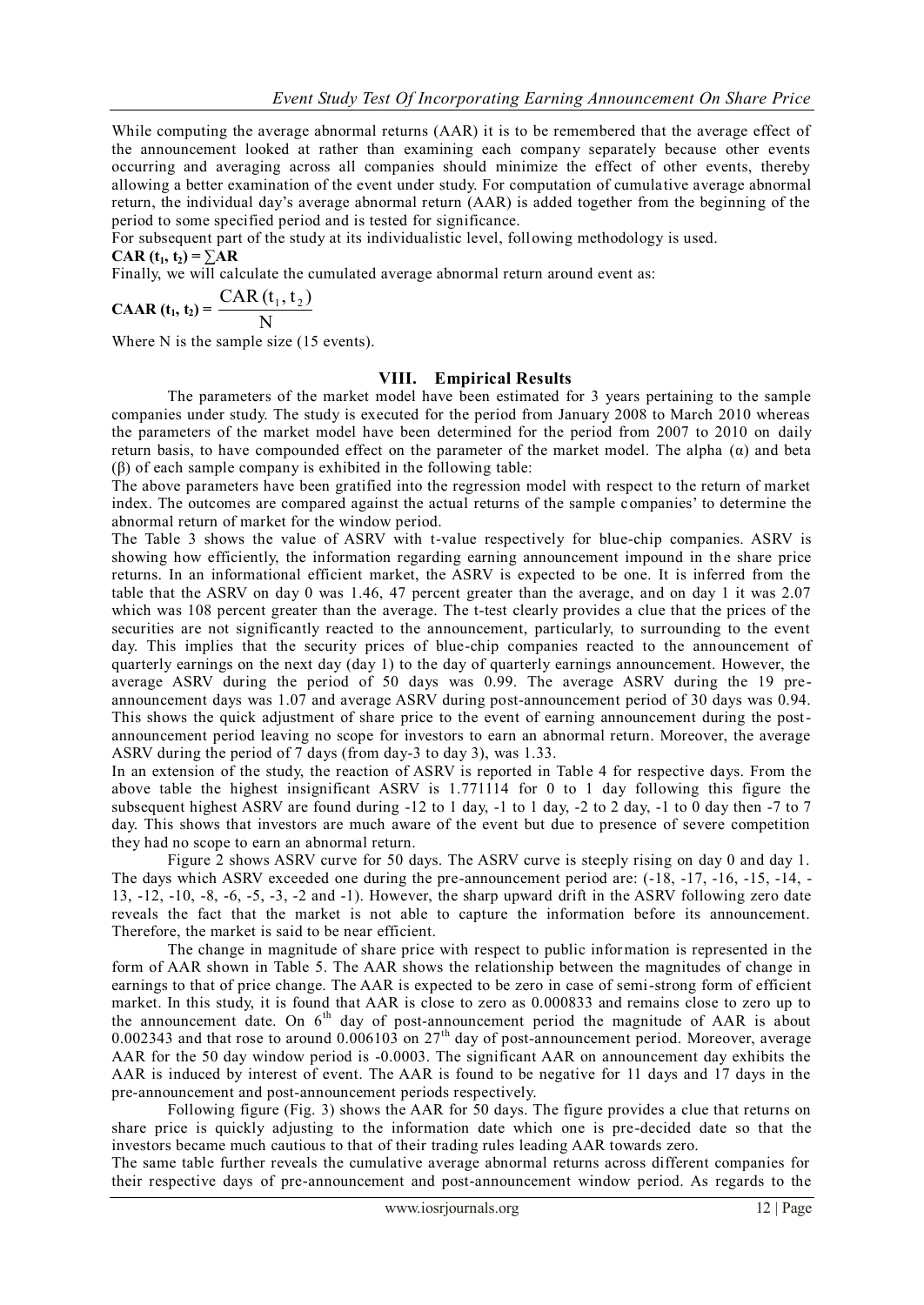While computing the average abnormal returns (AAR) it is to be remembered that the average effect of the announcement looked at rather than examining each company separately because other events occurring and averaging across all companies should minimize the effect of other events, thereby allowing a better examination of the event under study. For computation of cumulative average abnormal return, the individual day's average abnormal return (AAR) is added together from the beginning of the period to some specified period and is tested for significance.

For subsequent part of the study at its individualistic level, following methodology is used.

**CAR** $(t_1, t_2) = \sum AR$

Finally, we will calculate the cumulated average abnormal return around event as:

$$\textbf{CAAR}\ (t_1, t_2) = \frac{\text{CAR}\,(t_1, t_2)}{\text{N}}$$

Where N is the sample size (15 events).

## VIII. Empirical Results

The parameters of the market model have been estimated for 3 years pertaining to the sample companies under study. The study is executed for the period from January 2008 to March 2010 whereas the parameters of the market model have been determined for the period from 2007 to 2010 on daily return basis, to have compounded effect on the parameter of the market model. The alpha ($\alpha$) and beta ($\beta$) of each sample company is exhibited in the following table:

The above parameters have been gratified into the regression model with respect to the return of market index. The outcomes are compared against the actual returns of the sample companies' to determine the abnormal return of market for the window period.

The Table 3 shows the value of ASRV with t-value respectively for blue-chip companies. ASRV is showing how efficiently, the information regarding earning announcement impound in the share price returns. In an informational efficient market, the ASRV is expected to be one. It is inferred from the table that the ASRV on day 0 was 1.46, 47 percent greater than the average, and on day 1 it was 2.07 which was 108 percent greater than the average. The t-test clearly provides a clue that the prices of the securities are not significantly reacted to the announcement, particularly, to surrounding to the event day. This implies that the security prices of blue-chip companies reacted to the announcement of quarterly earnings on the next day (day 1) to the day of quarterly earnings announcement. However, the average ASRV during the period of 50 days was 0.99. The average ASRV during the 19 pre-announcement days was 1.07 and average ASRV during post-announcement period of 30 days was 0.94. This shows the quick adjustment of share price to the event of earning announcement during the post-announcement period leaving no scope for investors to earn an abnormal return. Moreover, the average ASRV during the period of 7 days (from day-3 to day 3), was 1.33.

In an extension of the study, the reaction of ASRV is reported in Table 4 for respective days. From the above table the highest insignificant ASRV is 1.771114 for 0 to 1 day following this figure the subsequent highest ASRV are found during -12 to 1 day, -1 to 1 day, -2 to 2 day, -1 to 0 day then -7 to 7 day. This shows that investors are much aware of the event but due to presence of severe competition they had no scope to earn an abnormal return.

Figure 2 shows ASRV curve for 50 days. The ASRV curve is steeply rising on day 0 and day 1. The days which ASRV exceeded one during the pre-announcement period are: (-18, -17, -16, -15, -14, -13, -12, -10, -8, -6, -5, -3, -2 and -1). However, the sharp upward drift in the ASRV following zero date reveals the fact that the market is not able to capture the information before its announcement. Therefore, the market is said to be near efficient.

The change in magnitude of share price with respect to public information is represented in the form of AAR shown in Table 5. The AAR shows the relationship between the magnitudes of change in earnings to that of price change. The AAR is expected to be zero in case of semi-strong form of efficient market. In this study, it is found that AAR is close to zero as 0.000833 and remains close to zero up to the announcement date. On 6th day of post-announcement period the magnitude of AAR is about 0.002343 and that rose to around 0.006103 on 27th day of post-announcement period. Moreover, average AAR for the 50 day window period is -0.0003. The significant AAR on announcement day exhibits the AAR is induced by interest of event. The AAR is found to be negative for 11 days and 17 days in the pre-announcement and post-announcement periods respectively.

Following figure (Fig. 3) shows the AAR for 50 days. The figure provides a clue that returns on share price is quickly adjusting to the information date which one is pre-decided date so that the investors became much cautious to that of their trading rules leading AAR towards zero.

The same table further reveals the cumulative average abnormal returns across different companies for their respective days of pre-announcement and post-announcement window period. As regards to the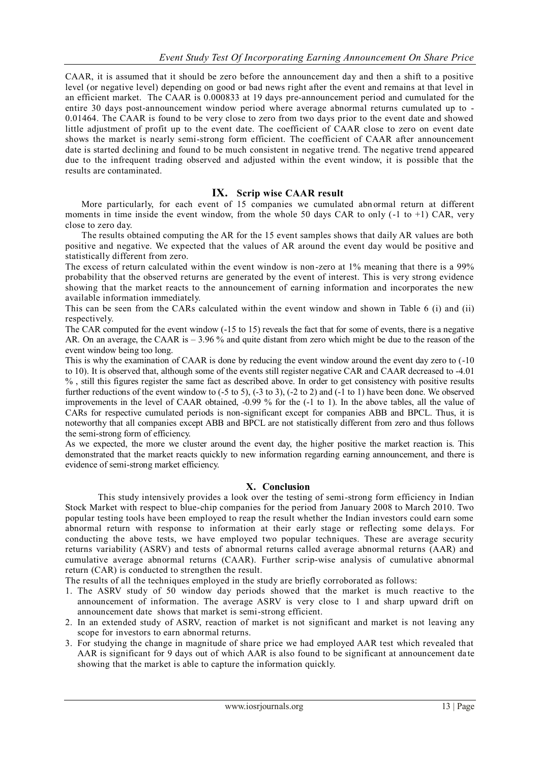CAAR, it is assumed that it should be zero before the announcement day and then a shift to a positive level (or negative level) depending on good or bad news right after the event and remains at that level in an efficient market. The CAAR is 0.000833 at 19 days pre-announcement period and cumulated for the entire 30 days post-announcement window period where average abnormal returns cumulated up to -0.01464. The CAAR is found to be very close to zero from two days prior to the event date and showed little adjustment of profit up to the event date. The coefficient of CAAR close to zero on event date shows the market is nearly semi-strong form efficient. The coefficient of CAAR after announcement date is started declining and found to be much consistent in negative trend. The negative trend appeared due to the infrequent trading observed and adjusted within the event window, it is possible that the results are contaminated.

## IX. Scrip wise CAAR result

More particularly, for each event of 15 companies we cumulated abnormal return at different moments in time inside the event window, from the whole 50 days CAR to only (-1 to +1) CAR, very close to zero day.

The results obtained computing the AR for the 15 event samples shows that daily AR values are both positive and negative. We expected that the values of AR around the event day would be positive and statistically different from zero.

The excess of return calculated within the event window is non-zero at 1% meaning that there is a 99% probability that the observed returns are generated by the event of interest. This is very strong evidence showing that the market reacts to the announcement of earning information and incorporates the new available information immediately.

This can be seen from the CARs calculated within the event window and shown in Table 6 (i) and (ii) respectively.

The CAR computed for the event window (-15 to 15) reveals the fact that for some of events, there is a negative AR. On an average, the CAAR is – 3.96 % and quite distant from zero which might be due to the reason of the event window being too long.

This is why the examination of CAAR is done by reducing the event window around the event day zero to (-10 to 10). It is observed that, although some of the events still register negative CAR and CAAR decreased to -4.01 % , still this figures register the same fact as described above. In order to get consistency with positive results further reductions of the event window to (-5 to 5), (-3 to 3), (-2 to 2) and (-1 to 1) have been done. We observed improvements in the level of CAAR obtained, -0.99 % for the (-1 to 1). In the above tables, all the value of CARs for respective cumulated periods is non-significant except for companies ABB and BPCL. Thus, it is noteworthy that all companies except ABB and BPCL are not statistically different from zero and thus follows the semi-strong form of efficiency.

As we expected, the more we cluster around the event day, the higher positive the market reaction is. This demonstrated that the market reacts quickly to new information regarding earning announcement, and there is evidence of semi-strong market efficiency.

## X. Conclusion

This study intensively provides a look over the testing of semi-strong form efficiency in Indian Stock Market with respect to blue-chip companies for the period from January 2008 to March 2010. Two popular testing tools have been employed to reap the result whether the Indian investors could earn some abnormal return with response to information at their early stage or reflecting some delays. For conducting the above tests, we have employed two popular techniques. These are average security returns variability (ASRV) and tests of abnormal returns called average abnormal returns (AAR) and cumulative average abnormal returns (CAAR). Further scrip-wise analysis of cumulative abnormal return (CAR) is conducted to strengthen the result.

The results of all the techniques employed in the study are briefly corroborated as follows:

1. The ASRV study of 50 window day periods showed that the market is much reactive to the announcement of information. The average ASRV is very close to 1 and sharp upward drift on announcement date shows that market is semi-strong efficient.
2. In an extended study of ASRV, reaction of market is not significant and market is not leaving any scope for investors to earn abnormal returns.
3. For studying the change in magnitude of share price we had employed AAR test which revealed that AAR is significant for 9 days out of which AAR is also found to be significant at announcement date showing that the market is able to capture the information quickly.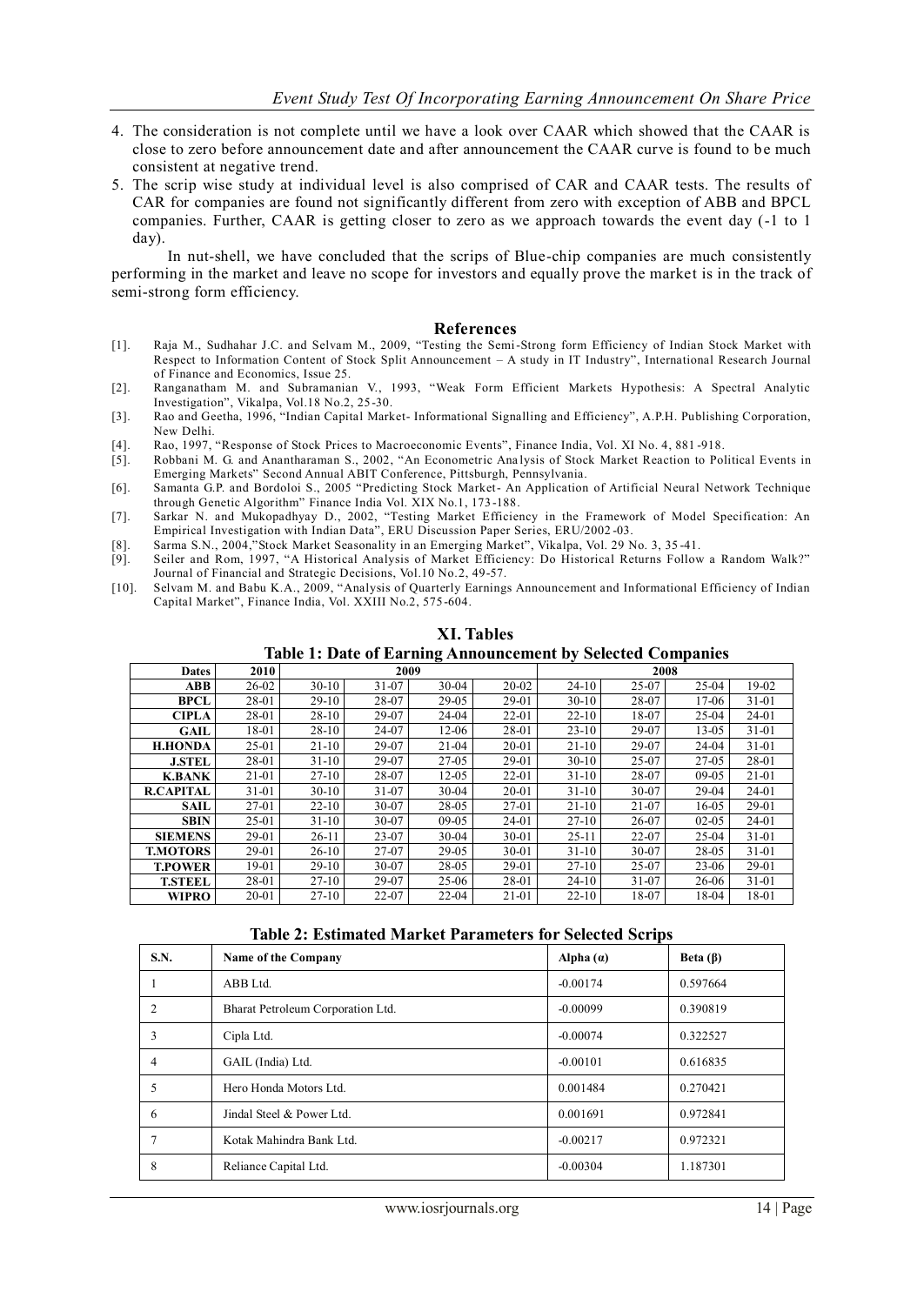4. The consideration is not complete until we have a look over CAAR which showed that the CAAR is close to zero before announcement date and after announcement the CAAR curve is found to be much consistent at negative trend.
5. The scrip wise study at individual level is also comprised of CAR and CAAR tests. The results of CAR for companies are found not significantly different from zero with exception of ABB and BPCL companies. Further, CAAR is getting closer to zero as we approach towards the event day (-1 to 1 day).

In nut-shell, we have concluded that the scrips of Blue-chip companies are much consistently performing in the market and leave no scope for investors and equally prove the market is in the track of semi-strong form efficiency.

## References

[1]. Raja M., Sudhahar J.C. and Selvam M., 2009, "Testing the Semi-Strong form Efficiency of Indian Stock Market with Respect to Information Content of Stock Split Announcement – A study in IT Industry", International Research Journal of Finance and Economics, Issue 25.

[2]. Ranganatham M. and Subramanian V., 1993, "Weak Form Efficient Markets Hypothesis: A Spectral Analytic Investigation", Vikalpa, Vol.18 No.2, 25-30.

[3]. Rao and Geetha, 1996, "Indian Capital Market- Informational Signalling and Efficiency", A.P.H. Publishing Corporation, New Delhi.

[4]. Rao, 1997, "Response of Stock Prices to Macroeconomic Events", Finance India, Vol. XI No. 4, 881-918.

[5]. Robbani M. G. and Anantharaman S., 2002, "An Econometric Analysis of Stock Market Reaction to Political Events in Emerging Markets" Second Annual ABIT Conference, Pittsburgh, Pennsylvania.

[6]. Samanta G.P. and Bordoloi S., 2005 "Predicting Stock Market- An Application of Artificial Neural Network Technique through Genetic Algorithm" Finance India Vol. XIX No.1, 173-188.

[7]. Sarkar N. and Mukopadhyay D., 2002, "Testing Market Efficiency in the Framework of Model Specification: An Empirical Investigation with Indian Data", ERU Discussion Paper Series, ERU/2002-03.

[8]. Sarma S.N., 2004,"Stock Market Seasonality in an Emerging Market", Vikalpa, Vol. 29 No. 3, 35-41.

[9]. Seiler and Rom, 1997, "A Historical Analysis of Market Efficiency: Do Historical Returns Follow a Random Walk?" Journal of Financial and Strategic Decisions, Vol.10 No.2, 49-57.

[10]. Selvam M. and Babu K.A., 2009, "Analysis of Quarterly Earnings Announcement and Informational Efficiency of Indian Capital Market", Finance India, Vol. XXIII No.2, 575-604.

# XI. Tables

**Table 1: Date of Earning Announcement by Selected Companies**

| Dates | 2010 | 2009 | | | | 2008 | | | |
|---|---|---|---|---|---|---|---|---|---|
| ABB | 26-02 | 30-10 | 31-07 | 30-04 | 20-02 | 24-10 | 25-07 | 25-04 | 19-02 |
| BPCL | 28-01 | 29-10 | 28-07 | 29-05 | 29-01 | 30-10 | 28-07 | 17-06 | 31-01 |
| CIPLA | 28-01 | 28-10 | 29-07 | 24-04 | 22-01 | 22-10 | 18-07 | 25-04 | 24-01 |
| GAIL | 18-01 | 28-10 | 24-07 | 12-06 | 28-01 | 23-10 | 29-07 | 13-05 | 31-01 |
| H.HONDA | 25-01 | 21-10 | 29-07 | 21-04 | 20-01 | 21-10 | 29-07 | 24-04 | 31-01 |
| J.STEL | 28-01 | 31-10 | 29-07 | 27-05 | 29-01 | 30-10 | 25-07 | 27-05 | 28-01 |
| K.BANK | 21-01 | 27-10 | 28-07 | 12-05 | 22-01 | 31-10 | 28-07 | 09-05 | 21-01 |
| R.CAPITAL | 31-01 | 30-10 | 31-07 | 30-04 | 20-01 | 31-10 | 30-07 | 29-04 | 24-01 |
| SAIL | 27-01 | 22-10 | 30-07 | 28-05 | 27-01 | 21-10 | 21-07 | 16-05 | 29-01 |
| SBIN | 25-01 | 31-10 | 30-07 | 09-05 | 24-01 | 27-10 | 26-07 | 02-05 | 24-01 |
| SIEMENS | 29-01 | 26-11 | 23-07 | 30-04 | 30-01 | 25-11 | 22-07 | 25-04 | 31-01 |
| T.MOTORS | 29-01 | 26-10 | 27-07 | 29-05 | 30-01 | 31-10 | 30-07 | 28-05 | 31-01 |
| T.POWER | 19-01 | 29-10 | 30-07 | 28-05 | 29-01 | 27-10 | 25-07 | 23-06 | 29-01 |
| T.STEEL | 28-01 | 27-10 | 29-07 | 25-06 | 28-01 | 24-10 | 31-07 | 26-06 | 31-01 |
| WIPRO | 20-01 | 27-10 | 22-07 | 22-04 | 21-01 | 22-10 | 18-07 | 18-04 | 18-01 |

**Table 2: Estimated Market Parameters for Selected Scrips**

| S.N. | Name of the Company | Alpha ($\alpha$) | Beta ($\beta$) |
|---|---|---|---|
| 1 | ABB Ltd. | -0.00174 | 0.597664 |
| 2 | Bharat Petroleum Corporation Ltd. | -0.00099 | 0.390819 |
| 3 | Cipla Ltd. | -0.00074 | 0.322527 |
| 4 | GAIL (India) Ltd. | -0.00101 | 0.616835 |
| 5 | Hero Honda Motors Ltd. | 0.001484 | 0.270421 |
| 6 | Jindal Steel & Power Ltd. | 0.001691 | 0.972841 |
| 7 | Kotak Mahindra Bank Ltd. | -0.00217 | 0.972321 |
| 8 | Reliance Capital Ltd. | -0.00304 | 1.187301 |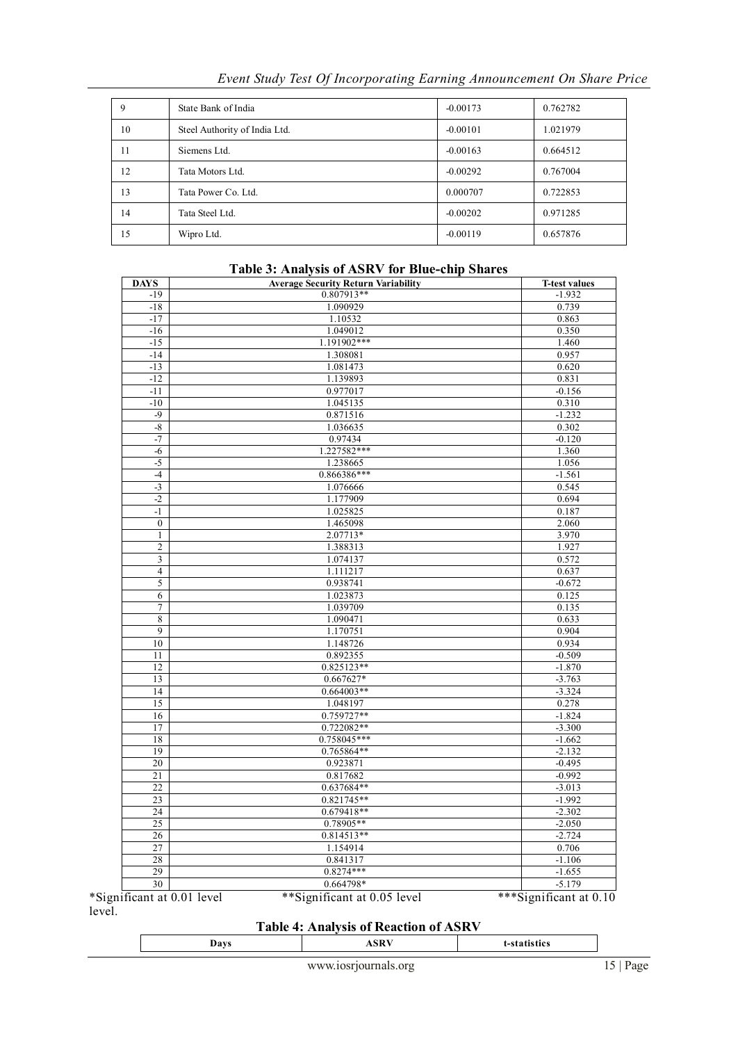| 9 | State Bank of India | -0.00173 | 0.762782 |
|---|---|---|---|
| 10 | Steel Authority of India Ltd. | -0.00101 | 1.021979 |
| 11 | Siemens Ltd. | -0.00163 | 0.664512 |
| 12 | Tata Motors Ltd. | -0.00292 | 0.767004 |
| 13 | Tata Power Co. Ltd. | 0.000707 | 0.722853 |
| 14 | Tata Steel Ltd. | -0.00202 | 0.971285 |
| 15 | Wipro Ltd. | -0.00119 | 0.657876 |

**Table 3: Analysis of ASRV for Blue-chip Shares**

| DAYS | Average Security Return Variability | T-test values |
|---|---|---|
| -19 | 0.807913** | -1.932 |
| -18 | 1.090929 | 0.739 |
| -17 | 1.10532 | 0.863 |
| -16 | 1.049012 | 0.350 |
| -15 | 1.191902*** | 1.460 |
| -14 | 1.308081 | 0.957 |
| -13 | 1.081473 | 0.620 |
| -12 | 1.139893 | 0.831 |
| -11 | 0.977017 | -0.156 |
| -10 | 1.045135 | 0.310 |
| -9 | 0.871516 | -1.232 |
| -8 | 1.036635 | 0.302 |
| -7 | 0.97434 | -0.120 |
| -6 | 1.227582*** | 1.360 |
| -5 | 1.238665 | 1.056 |
| -4 | 0.866386*** | -1.561 |
| -3 | 1.076666 | 0.545 |
| -2 | 1.177909 | 0.694 |
| -1 | 1.025825 | 0.187 |
| 0 | 1.465098 | 2.060 |
| 1 | 2.07713* | 3.970 |
| 2 | 1.388313 | 1.927 |
| 3 | 1.074137 | 0.572 |
| 4 | 1.111217 | 0.637 |
| 5 | 0.938741 | -0.672 |
| 6 | 1.023873 | 0.125 |
| 7 | 1.039709 | 0.135 |
| 8 | 1.090471 | 0.633 |
| 9 | 1.170751 | 0.904 |
| 10 | 1.148726 | 0.934 |
| 11 | 0.892355 | -0.509 |
| 12 | 0.825123** | -1.870 |
| 13 | 0.667627* | -3.763 |
| 14 | 0.664003** | -3.324 |
| 15 | 1.048197 | 0.278 |
| 16 | 0.759727** | -1.824 |
| 17 | 0.722082** | -3.300 |
| 18 | 0.758045*** | -1.662 |
| 19 | 0.765864** | -2.132 |
| 20 | 0.923871 | -0.495 |
| 21 | 0.817682 | -0.992 |
| 22 | 0.637684** | -3.013 |
| 23 | 0.821745** | -1.992 |
| 24 | 0.679418** | -2.302 |
| 25 | 0.78905** | -2.050 |
| 26 | 0.814513** | -2.724 |
| 27 | 1.154914 | 0.706 |
| 28 | 0.841317 | -1.106 |
| 29 | 0.8274*** | -1.655 |
| 30 | 0.664798* | -5.179 |

*Significant at 0.01 level **Significant at 0.05 level ***Significant at 0.10 level.

**Table 4: Analysis of Reaction of ASRV**

| Days | ASRV | t-statistics |
|---|---|---|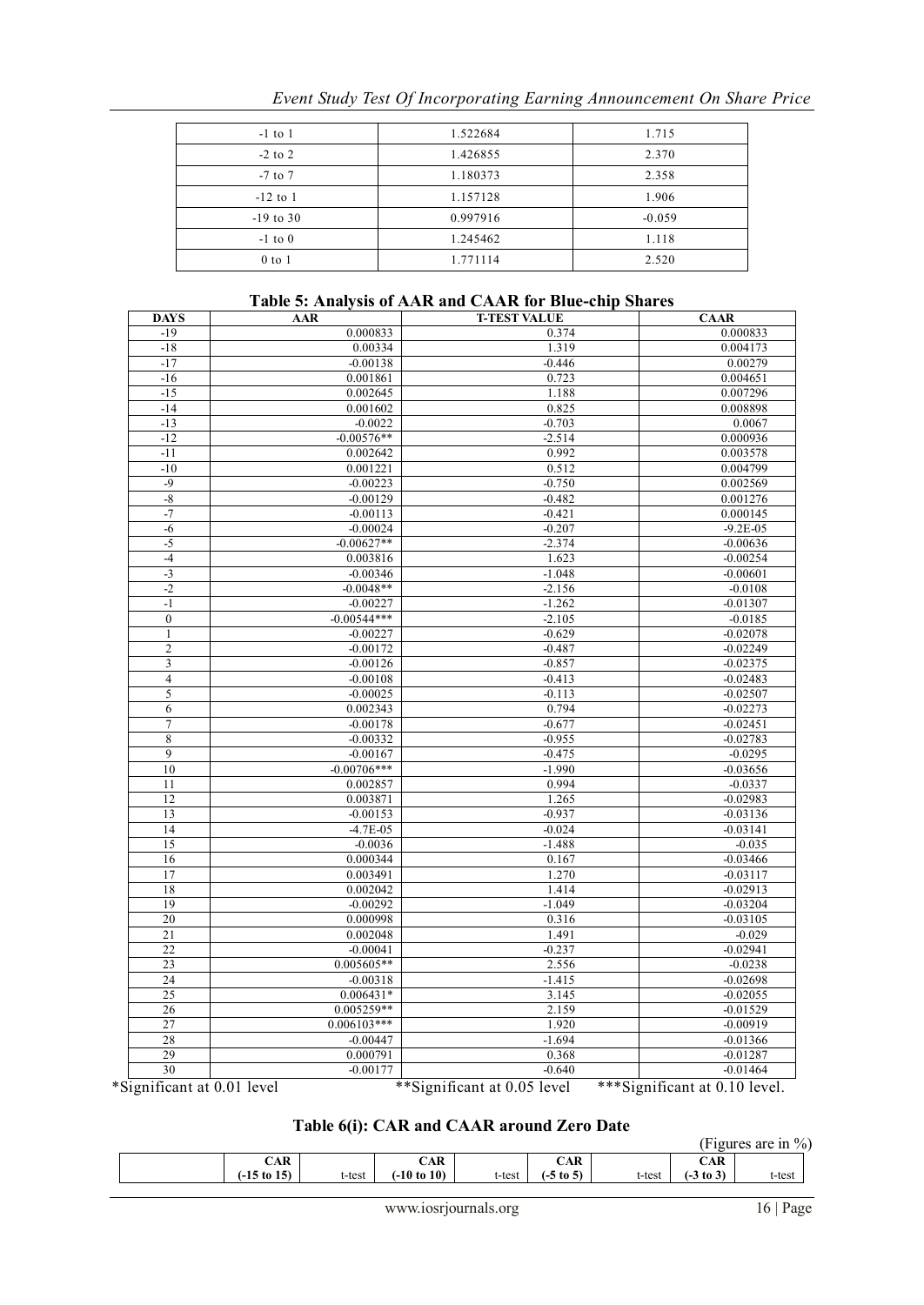| -1 to 1 | 1.522684 | 1.715 |
|---|---|---|
| -2 to 2 | 1.426855 | 2.370 |
| -7 to 7 | 1.180373 | 2.358 |
| -12 to 1 | 1.157128 | 1.906 |
| -19 to 30 | 0.997916 | -0.059 |
| -1 to 0 | 1.245462 | 1.118 |
| 0 to 1 | 1.771114 | 2.520 |

### Table 5: Analysis of AAR and CAAR for Blue-chip Shares

| DAYS | AAR | T-TEST VALUE | CAAR |
|---|---|---|---|
| -19 | 0.000833 | 0.374 | 0.000833 |
| -18 | 0.00334 | 1.319 | 0.004173 |
| -17 | -0.00138 | -0.446 | 0.00279 |
| -16 | 0.001861 | 0.723 | 0.004651 |
| -15 | 0.002645 | 1.188 | 0.007296 |
| -14 | 0.001602 | 0.825 | 0.008898 |
| -13 | -0.0022 | -0.703 | 0.0067 |
| -12 | -0.00576** | -2.514 | 0.000936 |
| -11 | 0.002642 | 0.992 | 0.003578 |
| -10 | 0.001221 | 0.512 | 0.004799 |
| -9 | -0.00223 | -0.750 | 0.002569 |
| -8 | -0.00129 | -0.482 | 0.001276 |
| -7 | -0.00113 | -0.421 | 0.000145 |
| -6 | -0.00024 | -0.207 | -9.2E-05 |
| -5 | -0.00627** | -2.374 | -0.00636 |
| -4 | 0.003816 | 1.623 | -0.00254 |
| -3 | -0.00346 | -1.048 | -0.00601 |
| -2 | -0.0048** | -2.156 | -0.0108 |
| -1 | -0.00227 | -1.262 | -0.01307 |
| 0 | -0.00544*** | -2.105 | -0.0185 |
| 1 | -0.00227 | -0.629 | -0.02078 |
| 2 | -0.00172 | -0.487 | -0.02249 |
| 3 | -0.00126 | -0.857 | -0.02375 |
| 4 | -0.00108 | -0.413 | -0.02483 |
| 5 | -0.00025 | -0.113 | -0.02507 |
| 6 | 0.002343 | 0.794 | -0.02273 |
| 7 | -0.00178 | -0.677 | -0.02451 |
| 8 | -0.00332 | -0.955 | -0.02783 |
| 9 | -0.00167 | -0.475 | -0.0295 |
| 10 | -0.00706*** | -1.990 | -0.03656 |
| 11 | 0.002857 | 0.994 | -0.0337 |
| 12 | 0.003871 | 1.265 | -0.02983 |
| 13 | -0.00153 | -0.937 | -0.03136 |
| 14 | -4.7E-05 | -0.024 | -0.03141 |
| 15 | -0.0036 | -1.488 | -0.035 |
| 16 | 0.000344 | 0.167 | -0.03466 |
| 17 | 0.003491 | 1.270 | -0.03117 |
| 18 | 0.002042 | 1.414 | -0.02913 |
| 19 | -0.00292 | -1.049 | -0.03204 |
| 20 | 0.000998 | 0.316 | -0.03105 |
| 21 | 0.002048 | 1.491 | -0.029 |
| 22 | -0.00041 | -0.237 | -0.02941 |
| 23 | 0.005605** | 2.556 | -0.0238 |
| 24 | -0.00318 | -1.415 | -0.02698 |
| 25 | 0.006431* | 3.145 | -0.02055 |
| 26 | 0.005259** | 2.159 | -0.01529 |
| 27 | 0.006103*** | 1.920 | -0.00919 |
| 28 | -0.00447 | -1.694 | -0.01366 |
| 29 | 0.000791 | 0.368 | -0.01287 |
| 30 | -0.00177 | -0.640 | -0.01464 |

*Significant at 0.01 level **Significant at 0.05 level ***Significant at 0.10 level.

### Table 6(i): CAR and CAAR around Zero Date

(Figures are in %)

| | CAR (-15 to 15) | t-test | CAR (-10 to 10) | t-test | CAR (-5 to 5) | t-test | CAR (-3 to 3) | t-test |
|---|---|---|---|---|---|---|---|---|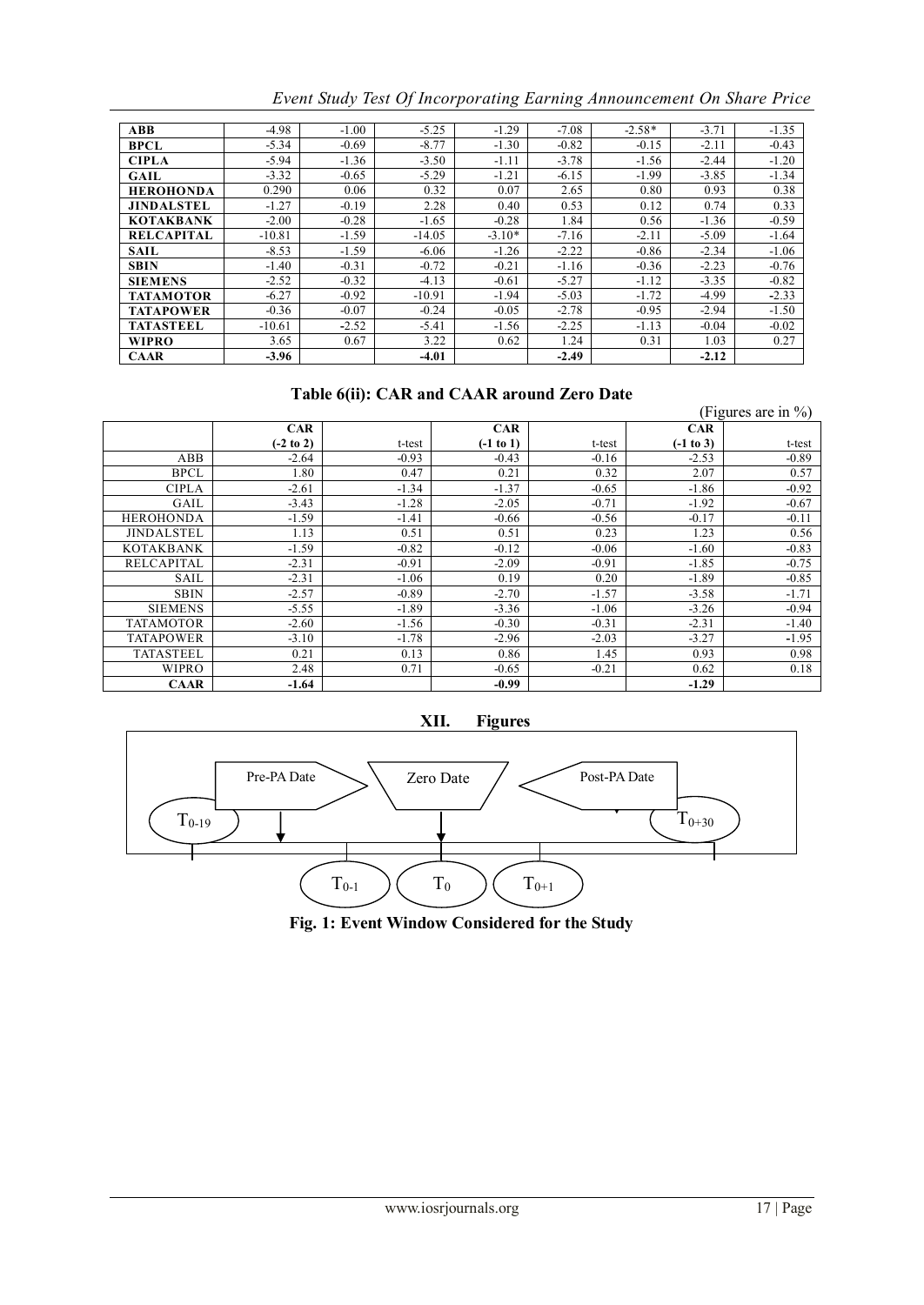| | | | | | | | | |
|---|---|---|---|---|---|---|---|---|
| **ABB** | -4.98 | -1.00 | -5.25 | -1.29 | -7.08 | -2.58* | -3.71 | -1.35 |
| **BPCL** | -5.34 | -0.69 | -8.77 | -1.30 | -0.82 | -0.15 | -2.11 | -0.43 |
| **CIPLA** | -5.94 | -1.36 | -3.50 | -1.11 | -3.78 | -1.56 | -2.44 | -1.20 |
| **GAIL** | -3.32 | -0.65 | -5.29 | -1.21 | -6.15 | -1.99 | -3.85 | -1.34 |
| **HEROHONDA** | 0.290 | 0.06 | 0.32 | 0.07 | 2.65 | 0.80 | 0.93 | 0.38 |
| **JINDALSTEL** | -1.27 | -0.19 | 2.28 | 0.40 | 0.53 | 0.12 | 0.74 | 0.33 |
| **KOTAKBANK** | -2.00 | -0.28 | -1.65 | -0.28 | 1.84 | 0.56 | -1.36 | -0.59 |
| **RELCAPITAL** | -10.81 | -1.59 | -14.05 | -3.10* | -7.16 | -2.11 | -5.09 | -1.64 |
| **SAIL** | -8.53 | -1.59 | -6.06 | -1.26 | -2.22 | -0.86 | -2.34 | -1.06 |
| **SBIN** | -1.40 | -0.31 | -0.72 | -0.21 | -1.16 | -0.36 | -2.23 | -0.76 |
| **SIEMENS** | -2.52 | -0.32 | -4.13 | -0.61 | -5.27 | -1.12 | -3.35 | -0.82 |
| **TATAMOTOR** | -6.27 | -0.92 | -10.91 | -1.94 | -5.03 | -1.72 | -4.99 | -2.33 |
| **TATAPOWER** | -0.36 | -0.07 | -0.24 | -0.05 | -2.78 | -0.95 | -2.94 | -1.50 |
| **TATASTEEL** | -10.61 | -2.52 | -5.41 | -1.56 | -2.25 | -1.13 | -0.04 | -0.02 |
| **WIPRO** | 3.65 | 0.67 | 3.22 | 0.62 | 1.24 | 0.31 | 1.03 | 0.27 |
| **CAAR** | **-3.96** | | **-4.01** | | **-2.49** | | **-2.12** | |

### Table 6(ii): CAR and CAAR around Zero Date

(Figures are in %)

| | **CAR (-2 to 2)** | t-test | **CAR (-1 to 1)** | t-test | **CAR (-1 to 3)** | t-test |
|---|---|---|---|---|---|---|
| ABB | -2.64 | -0.93 | -0.43 | -0.16 | -2.53 | -0.89 |
| BPCL | 1.80 | 0.47 | 0.21 | 0.32 | 2.07 | 0.57 |
| CIPLA | -2.61 | -1.34 | -1.37 | -0.65 | -1.86 | -0.92 |
| GAIL | -3.43 | -1.28 | -2.05 | -0.71 | -1.92 | -0.67 |
| HEROHONDA | -1.59 | -1.41 | -0.66 | -0.56 | -0.17 | -0.11 |
| JINDALSTEL | 1.13 | 0.51 | 0.51 | 0.23 | 1.23 | 0.56 |
| KOTAKBANK | -1.59 | -0.82 | -0.12 | -0.06 | -1.60 | -0.83 |
| RELCAPITAL | -2.31 | -0.91 | -2.09 | -0.91 | -1.85 | -0.75 |
| SAIL | -2.31 | -1.06 | 0.19 | 0.20 | -1.89 | -0.85 |
| SBIN | -2.57 | -0.89 | -2.70 | -1.57 | -3.58 | -1.71 |
| SIEMENS | -5.55 | -1.89 | -3.36 | -1.06 | -3.26 | -0.94 |
| TATAMOTOR | -2.60 | -1.56 | -0.30 | -0.31 | -2.31 | -1.40 |
| TATAPOWER | -3.10 | -1.78 | -2.96 | -2.03 | -3.27 | -1.95 |
| TATASTEEL | 0.21 | 0.13 | 0.86 | 1.45 | 0.93 | 0.98 |
| WIPRO | 2.48 | 0.71 | -0.65 | -0.21 | 0.62 | 0.18 |
| **CAAR** | **-1.64** | | **-0.99** | | **-1.29** | |

## XII. Figures

Pre-PA Date | Zero Date | Post-PA Date

$T_{0-19}$ $T_{0+30}$

$T_{0-1}$ $T_0$ $T_{0+1}$

**Fig. 1: Event Window Considered for the Study**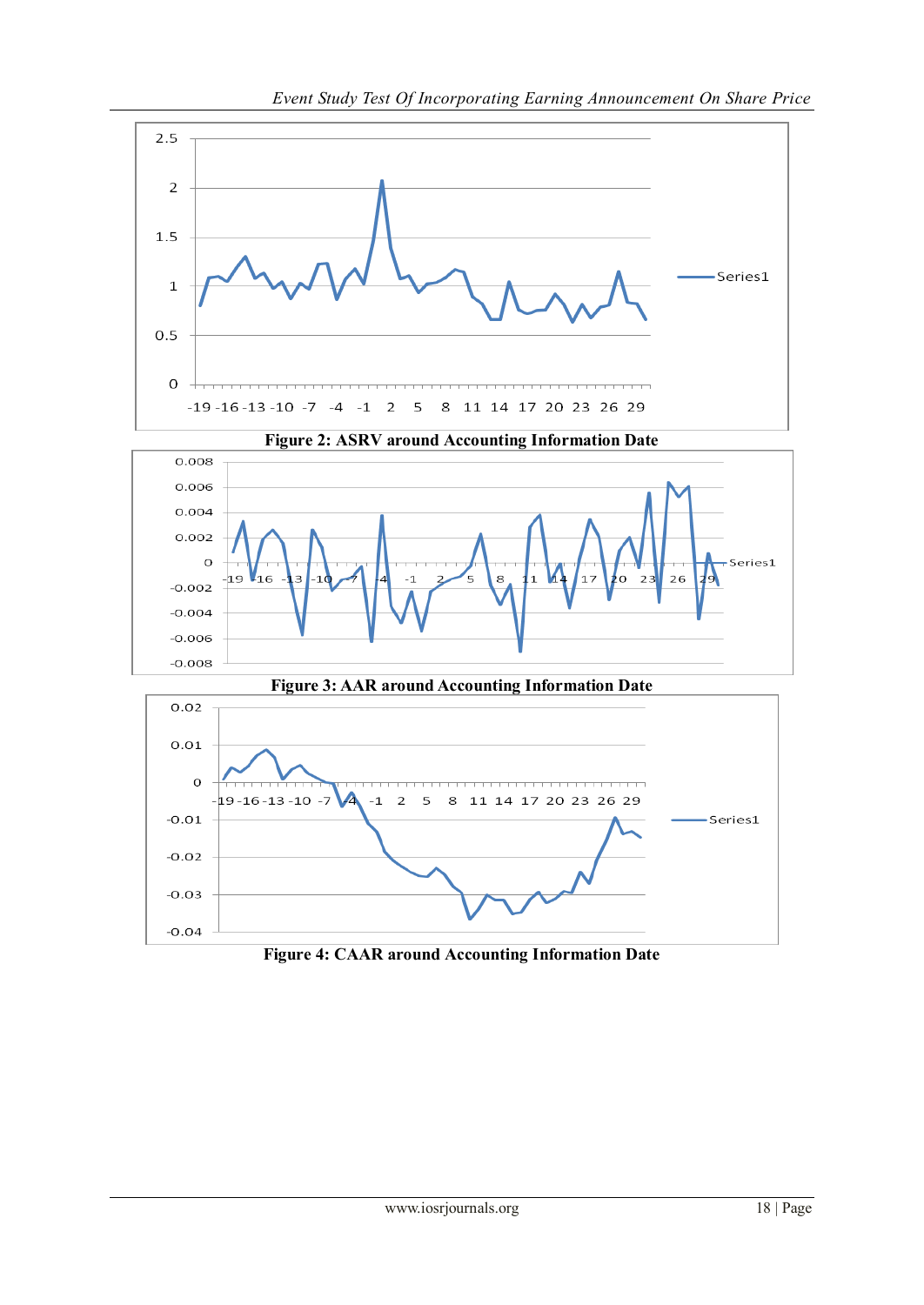2.5
2
1.5
1
0.5
0
-19 -16 -13 -10 -7 -4 -1 2 5 8 11 14 17 20 23 26 29
Series1

**Figure 2: ASRV around Accounting Information Date**

0.008
0.006
0.004
0.002
0
-0.002
-0.004
-0.006
-0.008
-19 -16 -13 -10 -7 -4 -1 2 5 8 11 14 17 20 23 26 29
Series1

**Figure 3: AAR around Accounting Information Date**

0.02
0.01
0
-0.01
-0.02
-0.03
-0.04
-19 -16 -13 -10 -7 -4 -1 2 5 8 11 14 17 20 23 26 29
Series1

**Figure 4: CAAR around Accounting Information Date**